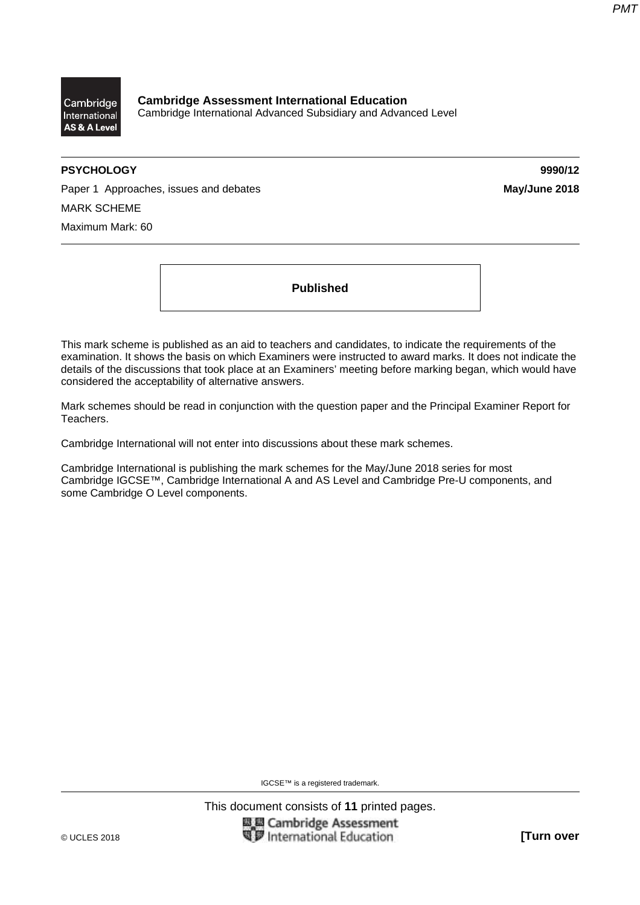**Cambridge Assessment International Education**
Cambridge International Advanced Subsidiary and Advanced Level

**PSYCHOLOGY** **9990/12**

Paper 1 Approaches, issues and debates **May/June 2018**

MARK SCHEME

Maximum Mark: 60

**Published**

This mark scheme is published as an aid to teachers and candidates, to indicate the requirements of the examination. It shows the basis on which Examiners were instructed to award marks. It does not indicate the details of the discussions that took place at an Examiners' meeting before marking began, which would have considered the acceptability of alternative answers.

Mark schemes should be read in conjunction with the question paper and the Principal Examiner Report for Teachers.

Cambridge International will not enter into discussions about these mark schemes.

Cambridge International is publishing the mark schemes for the May/June 2018 series for most Cambridge IGCSE™, Cambridge International A and AS Level and Cambridge Pre-U components, and some Cambridge O Level components.

IGCSE™ is a registered trademark.

This document consists of **11** printed pages.

© UCLES 2018 **[Turn over**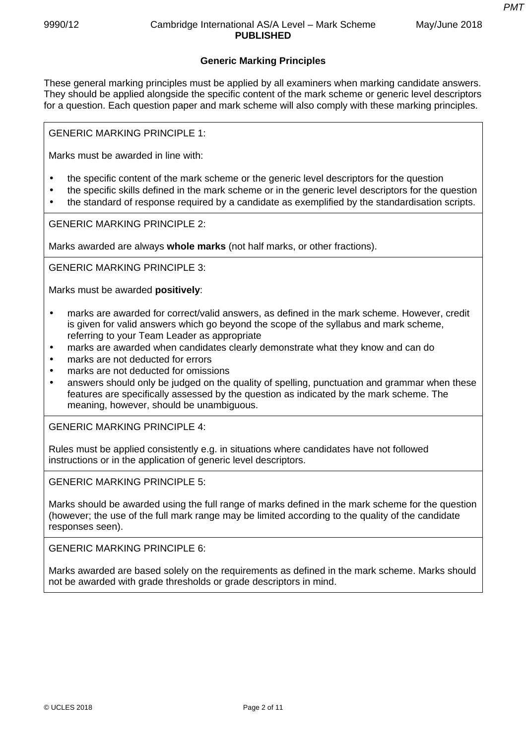## Generic Marking Principles

These general marking principles must be applied by all examiners when marking candidate answers. They should be applied alongside the specific content of the mark scheme or generic level descriptors for a question. Each question paper and mark scheme will also comply with these marking principles.

GENERIC MARKING PRINCIPLE 1:

Marks must be awarded in line with:

- the specific content of the mark scheme or the generic level descriptors for the question
- the specific skills defined in the mark scheme or in the generic level descriptors for the question
- the standard of response required by a candidate as exemplified by the standardisation scripts.

GENERIC MARKING PRINCIPLE 2:

Marks awarded are always **whole marks** (not half marks, or other fractions).

GENERIC MARKING PRINCIPLE 3:

Marks must be awarded **positively**:

- marks are awarded for correct/valid answers, as defined in the mark scheme. However, credit is given for valid answers which go beyond the scope of the syllabus and mark scheme, referring to your Team Leader as appropriate
- marks are awarded when candidates clearly demonstrate what they know and can do
- marks are not deducted for errors
- marks are not deducted for omissions
- answers should only be judged on the quality of spelling, punctuation and grammar when these features are specifically assessed by the question as indicated by the mark scheme. The meaning, however, should be unambiguous.

GENERIC MARKING PRINCIPLE 4:

Rules must be applied consistently e.g. in situations where candidates have not followed instructions or in the application of generic level descriptors.

GENERIC MARKING PRINCIPLE 5:

Marks should be awarded using the full range of marks defined in the mark scheme for the question (however; the use of the full mark range may be limited according to the quality of the candidate responses seen).

GENERIC MARKING PRINCIPLE 6:

Marks awarded are based solely on the requirements as defined in the mark scheme. Marks should not be awarded with grade thresholds or grade descriptors in mind.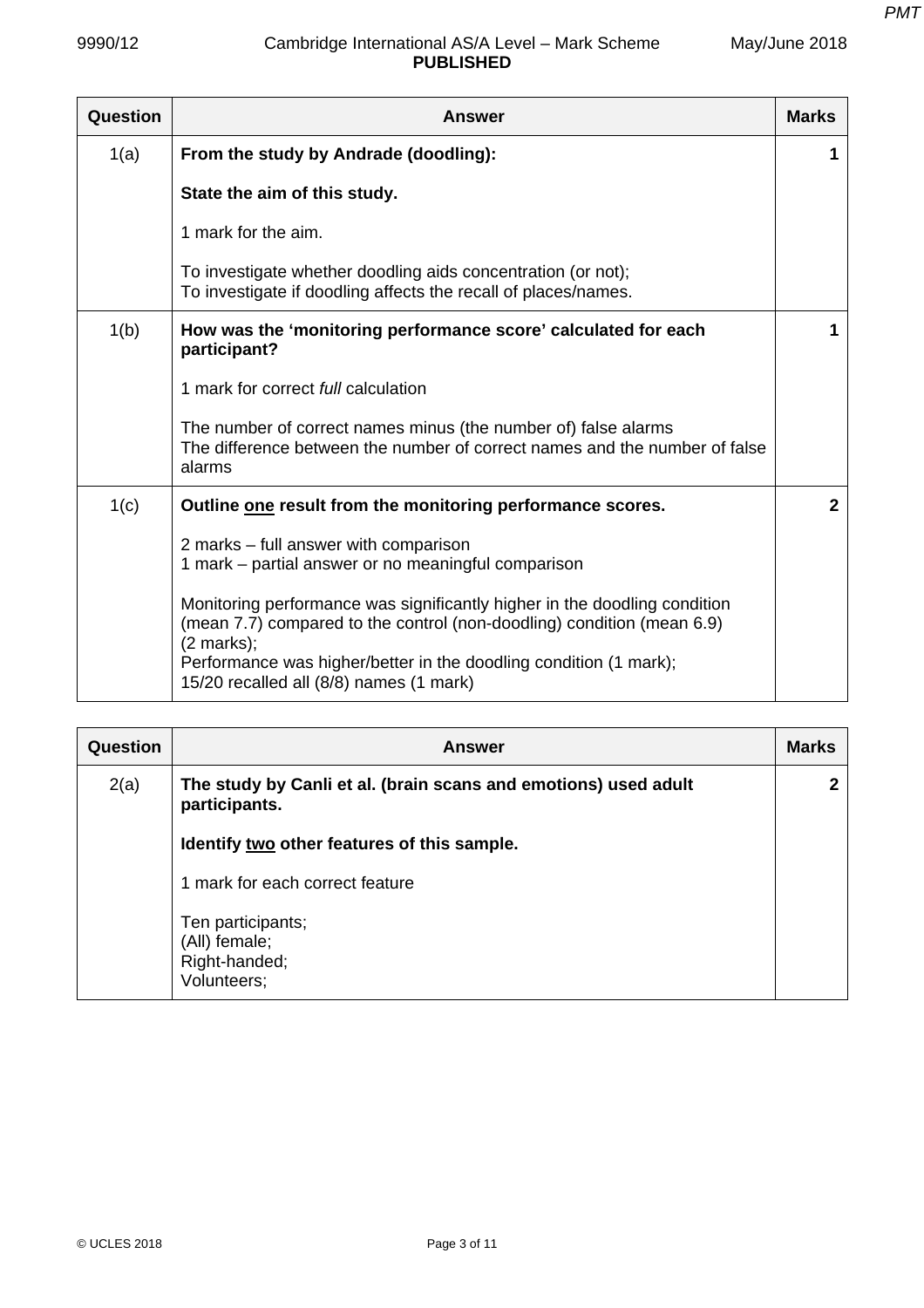| Question | Answer | Marks |
|---|---|---|
| 1(a) | **From the study by Andrade (doodling):**<br><br>**State the aim of this study.**<br><br>1 mark for the aim.<br><br>To investigate whether doodling aids concentration (or not);<br>To investigate if doodling affects the recall of places/names. | 1 |
| 1(b) | **How was the 'monitoring performance score' calculated for each participant?**<br><br>1 mark for correct *full* calculation<br><br>The number of correct names minus (the number of) false alarms<br>The difference between the number of correct names and the number of false alarms | 1 |
| 1(c) | **Outline <u>one</u> result from the monitoring performance scores.**<br><br>2 marks – full answer with comparison<br>1 mark – partial answer or no meaningful comparison<br><br>Monitoring performance was significantly higher in the doodling condition (mean 7.7) compared to the control (non-doodling) condition (mean 6.9) (2 marks);<br>Performance was higher/better in the doodling condition (1 mark);<br>15/20 recalled all (8/8) names (1 mark) | 2 |

| Question | Answer | Marks |
|---|---|---|
| 2(a) | **The study by Canli et al. (brain scans and emotions) used adult participants.**<br><br>**Identify <u>two</u> other features of this sample.**<br><br>1 mark for each correct feature<br><br>Ten participants;<br>(All) female;<br>Right-handed;<br>Volunteers; | 2 |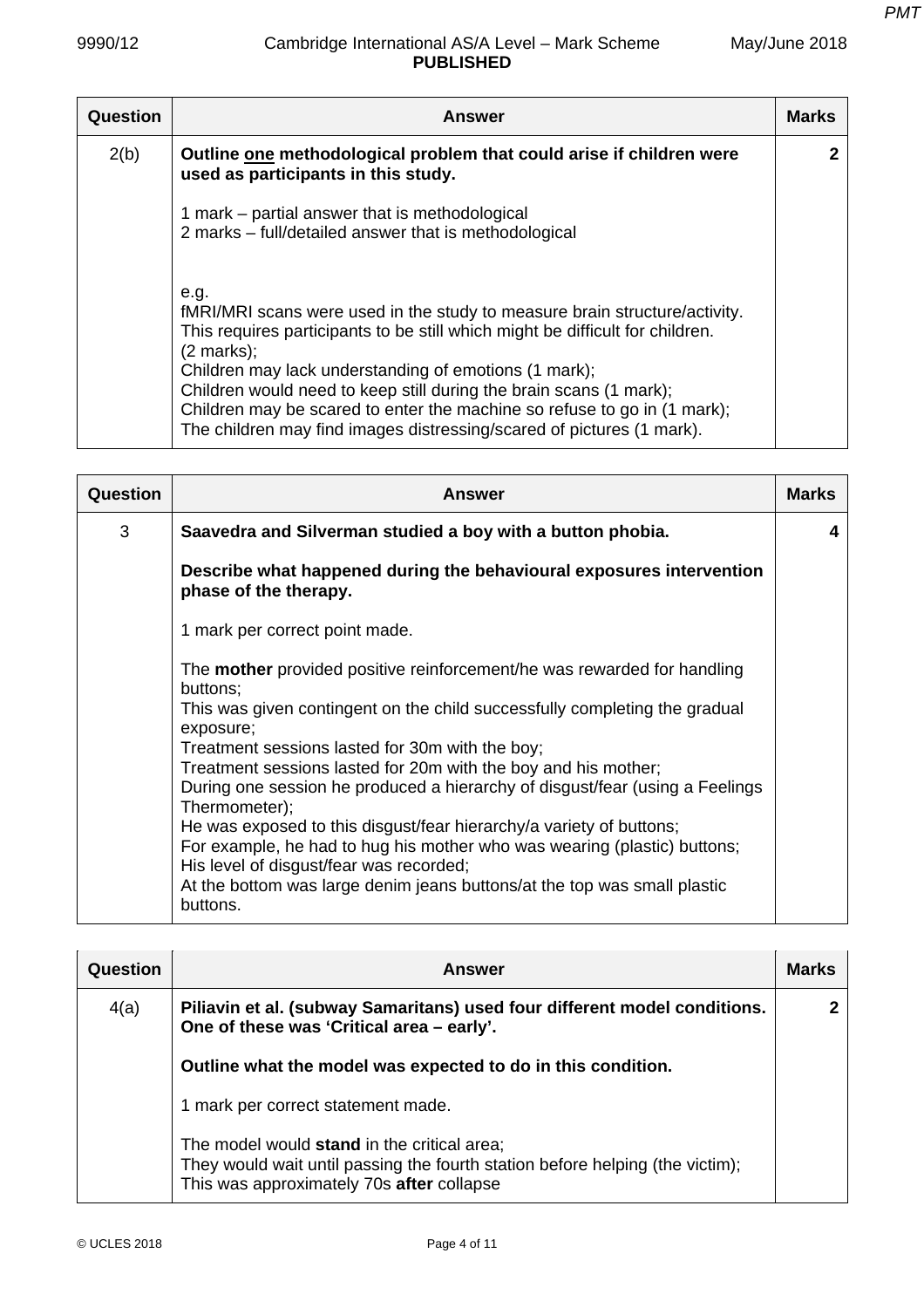| Question | Answer | Marks |
|---|---|---|
| 2(b) | **Outline <u>one</u> methodological problem that could arise if children were used as participants in this study.**<br><br>1 mark – partial answer that is methodological<br>2 marks – full/detailed answer that is methodological<br><br>e.g.<br>fMRI/MRI scans were used in the study to measure brain structure/activity. This requires participants to be still which might be difficult for children. (2 marks);<br>Children may lack understanding of emotions (1 mark);<br>Children would need to keep still during the brain scans (1 mark);<br>Children may be scared to enter the machine so refuse to go in (1 mark);<br>The children may find images distressing/scared of pictures (1 mark). | 2 |

| Question | Answer | Marks |
|---|---|---|
| 3 | **Saavedra and Silverman studied a boy with a button phobia.**<br><br>**Describe what happened during the behavioural exposures intervention phase of the therapy.**<br><br>1 mark per correct point made.<br><br>The **mother** provided positive reinforcement/he was rewarded for handling buttons;<br>This was given contingent on the child successfully completing the gradual exposure;<br>Treatment sessions lasted for 30m with the boy;<br>Treatment sessions lasted for 20m with the boy and his mother;<br>During one session he produced a hierarchy of disgust/fear (using a Feelings Thermometer);<br>He was exposed to this disgust/fear hierarchy/a variety of buttons;<br>For example, he had to hug his mother who was wearing (plastic) buttons;<br>His level of disgust/fear was recorded;<br>At the bottom was large denim jeans buttons/at the top was small plastic buttons. | 4 |

| Question | Answer | Marks |
|---|---|---|
| 4(a) | **Piliavin et al. (subway Samaritans) used four different model conditions. One of these was 'Critical area – early'.**<br><br>**Outline what the model was expected to do in this condition.**<br><br>1 mark per correct statement made.<br><br>The model would **stand** in the critical area;<br>They would wait until passing the fourth station before helping (the victim);<br>This was approximately 70s **after** collapse | 2 |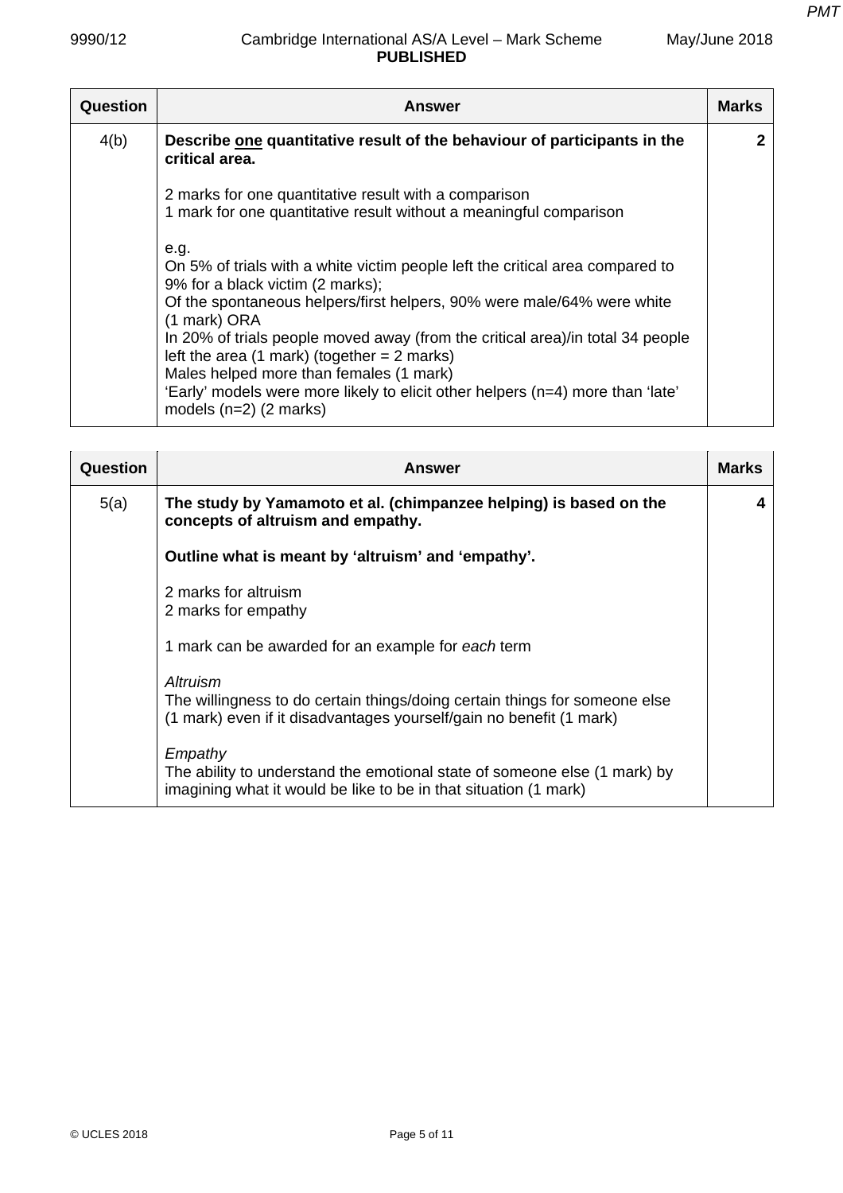| Question | Answer | Marks |
|---|---|---|
| 4(b) | **Describe <u>one</u> quantitative result of the behaviour of participants in the critical area.**<br><br>2 marks for one quantitative result with a comparison<br>1 mark for one quantitative result without a meaningful comparison<br><br>e.g.<br>On 5% of trials with a white victim people left the critical area compared to 9% for a black victim (2 marks);<br>Of the spontaneous helpers/first helpers, 90% were male/64% were white (1 mark) ORA<br>In 20% of trials people moved away (from the critical area)/in total 34 people left the area (1 mark) (together = 2 marks)<br>Males helped more than females (1 mark)<br>'Early' models were more likely to elicit other helpers (n=4) more than 'late' models (n=2) (2 marks) | 2 |

| Question | Answer | Marks |
|---|---|---|
| 5(a) | **The study by Yamamoto et al. (chimpanzee helping) is based on the concepts of altruism and empathy.**<br><br>**Outline what is meant by 'altruism' and 'empathy'.**<br><br>2 marks for altruism<br>2 marks for empathy<br><br>1 mark can be awarded for an example for *each* term<br><br>*Altruism*<br>The willingness to do certain things/doing certain things for someone else (1 mark) even if it disadvantages yourself/gain no benefit (1 mark)<br><br>*Empathy*<br>The ability to understand the emotional state of someone else (1 mark) by imagining what it would be like to be in that situation (1 mark) | 4 |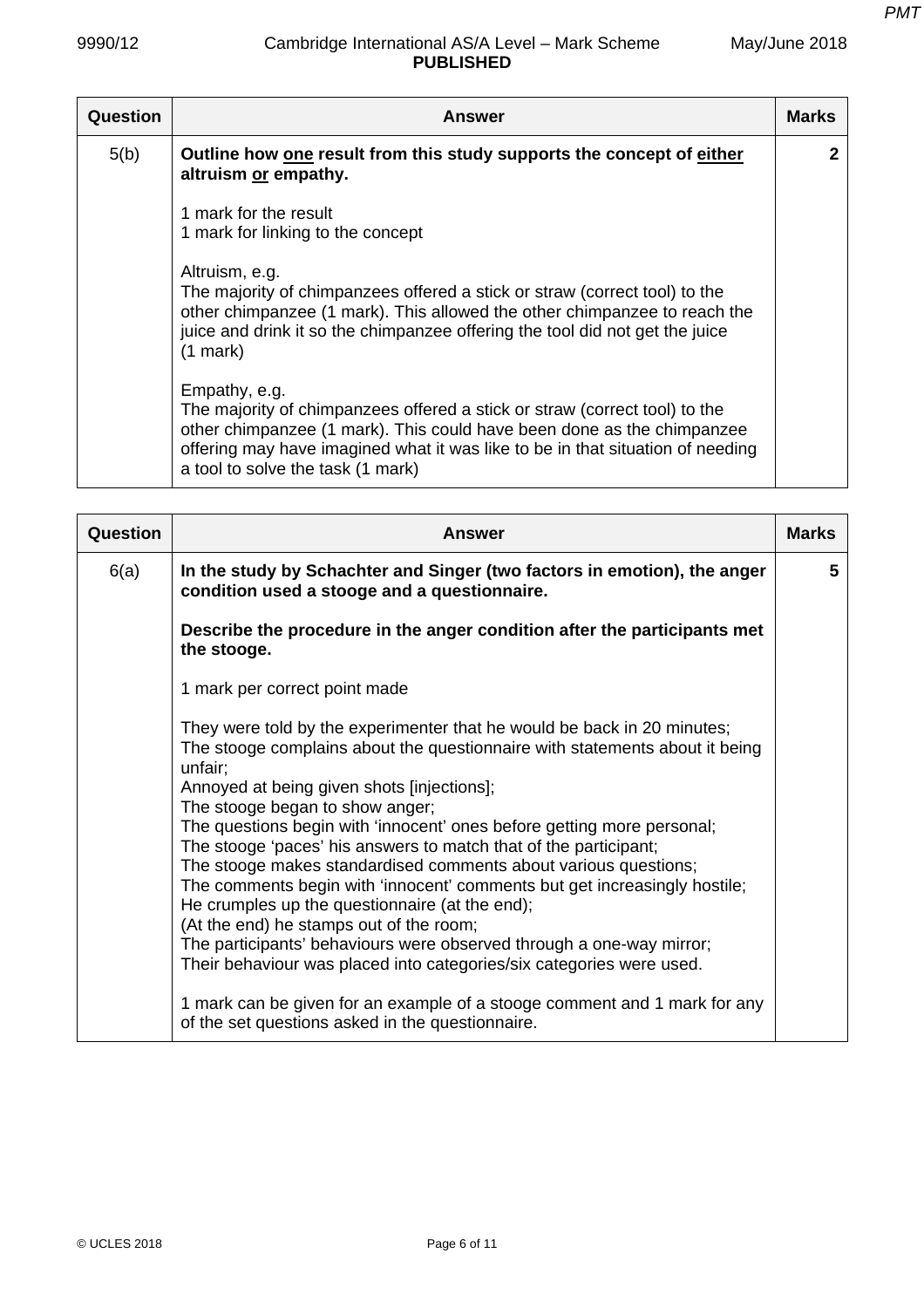| Question | Answer | Marks |
|---|---|---|
| 5(b) | **Outline how one result from this study supports the concept of either altruism or empathy.**<br><br>1 mark for the result<br>1 mark for linking to the concept<br><br>Altruism, e.g.<br>The majority of chimpanzees offered a stick or straw (correct tool) to the other chimpanzee (1 mark). This allowed the other chimpanzee to reach the juice and drink it so the chimpanzee offering the tool did not get the juice (1 mark)<br><br>Empathy, e.g.<br>The majority of chimpanzees offered a stick or straw (correct tool) to the other chimpanzee (1 mark). This could have been done as the chimpanzee offering may have imagined what it was like to be in that situation of needing a tool to solve the task (1 mark) | 2 |

| Question | Answer | Marks |
|---|---|---|
| 6(a) | **In the study by Schachter and Singer (two factors in emotion), the anger condition used a stooge and a questionnaire.**<br><br>**Describe the procedure in the anger condition after the participants met the stooge.**<br><br>1 mark per correct point made<br><br>They were told by the experimenter that he would be back in 20 minutes;<br>The stooge complains about the questionnaire with statements about it being unfair;<br>Annoyed at being given shots [injections];<br>The stooge began to show anger;<br>The questions begin with 'innocent' ones before getting more personal;<br>The stooge 'paces' his answers to match that of the participant;<br>The stooge makes standardised comments about various questions;<br>The comments begin with 'innocent' comments but get increasingly hostile;<br>He crumples up the questionnaire (at the end);<br>(At the end) he stamps out of the room;<br>The participants' behaviours were observed through a one-way mirror;<br>Their behaviour was placed into categories/six categories were used.<br><br>1 mark can be given for an example of a stooge comment and 1 mark for any of the set questions asked in the questionnaire. | 5 |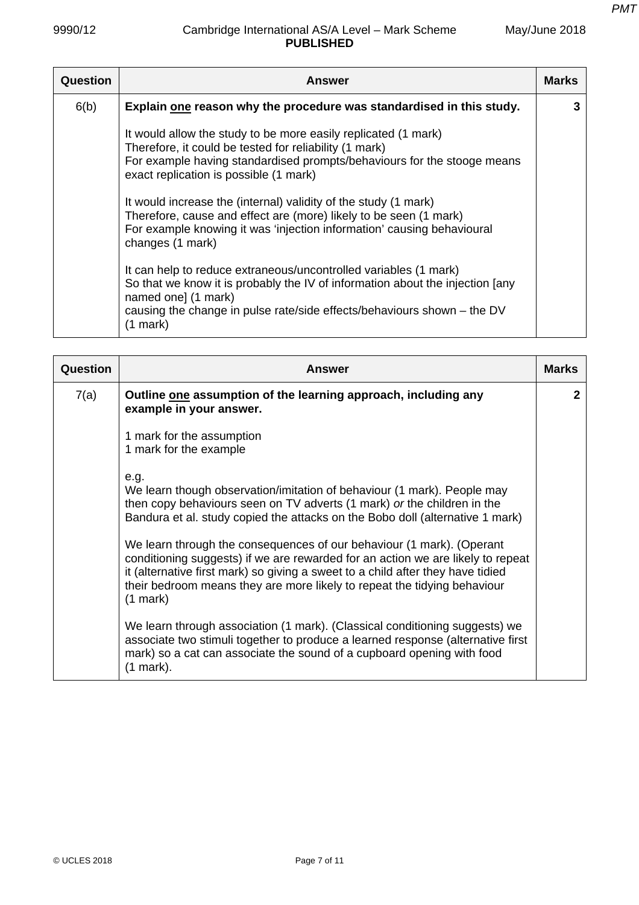| Question | Answer | Marks |
|---|---|---|
| 6(b) | **Explain <u>one</u> reason why the procedure was standardised in this study.**<br><br>It would allow the study to be more easily replicated (1 mark)<br>Therefore, it could be tested for reliability (1 mark)<br>For example having standardised prompts/behaviours for the stooge means exact replication is possible (1 mark)<br><br>It would increase the (internal) validity of the study (1 mark)<br>Therefore, cause and effect are (more) likely to be seen (1 mark)<br>For example knowing it was 'injection information' causing behavioural changes (1 mark)<br><br>It can help to reduce extraneous/uncontrolled variables (1 mark)<br>So that we know it is probably the IV of information about the injection [any named one] (1 mark)<br>causing the change in pulse rate/side effects/behaviours shown – the DV (1 mark) | 3 |

| Question | Answer | Marks |
|---|---|---|
| 7(a) | **Outline <u>one</u> assumption of the learning approach, including any example in your answer.**<br><br>1 mark for the assumption<br>1 mark for the example<br><br>e.g.<br>We learn though observation/imitation of behaviour (1 mark). People may then copy behaviours seen on TV adverts (1 mark) *or* the children in the Bandura et al. study copied the attacks on the Bobo doll (alternative 1 mark)<br><br>We learn through the consequences of our behaviour (1 mark). (Operant conditioning suggests) if we are rewarded for an action we are likely to repeat it (alternative first mark) so giving a sweet to a child after they have tidied their bedroom means they are more likely to repeat the tidying behaviour (1 mark)<br><br>We learn through association (1 mark). (Classical conditioning suggests) we associate two stimuli together to produce a learned response (alternative first mark) so a cat can associate the sound of a cupboard opening with food (1 mark). | 2 |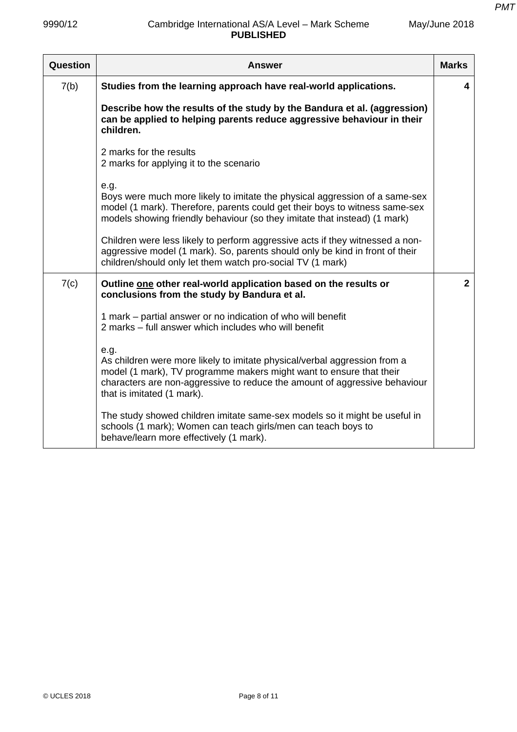| Question | Answer | Marks |
|---|---|---|
| 7(b) | **Studies from the learning approach have real-world applications.**<br><br>**Describe how the results of the study by the Bandura et al. (aggression) can be applied to helping parents reduce aggressive behaviour in their children.**<br><br>2 marks for the results<br>2 marks for applying it to the scenario<br><br>e.g.<br>Boys were much more likely to imitate the physical aggression of a same-sex model (1 mark). Therefore, parents could get their boys to witness same-sex models showing friendly behaviour (so they imitate that instead) (1 mark)<br><br>Children were less likely to perform aggressive acts if they witnessed a non-aggressive model (1 mark). So, parents should only be kind in front of their children/should only let them watch pro-social TV (1 mark) | 4 |
| 7(c) | **Outline <u>one</u> other real-world application based on the results or conclusions from the study by Bandura et al.**<br><br>1 mark – partial answer or no indication of who will benefit<br>2 marks – full answer which includes who will benefit<br><br>e.g.<br>As children were more likely to imitate physical/verbal aggression from a model (1 mark), TV programme makers might want to ensure that their characters are non-aggressive to reduce the amount of aggressive behaviour that is imitated (1 mark).<br><br>The study showed children imitate same-sex models so it might be useful in schools (1 mark); Women can teach girls/men can teach boys to behave/learn more effectively (1 mark). | 2 |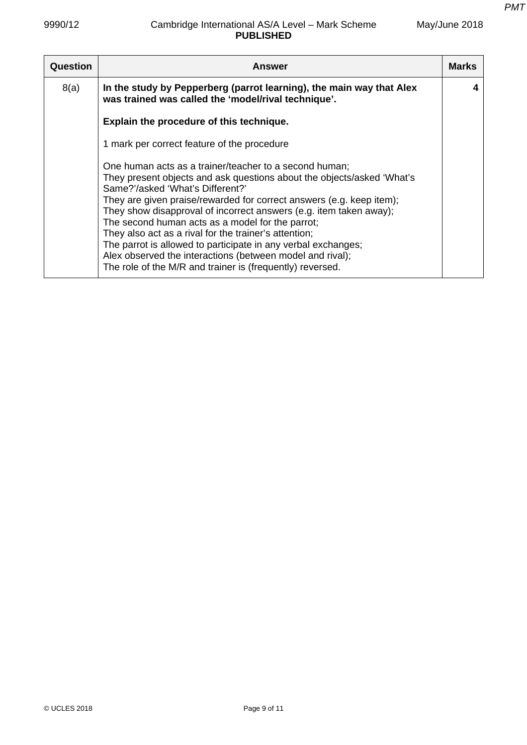| Question | Answer | Marks |
|---|---|---|
| 8(a) | **In the study by Pepperberg (parrot learning), the main way that Alex was trained was called the 'model/rival technique'.**<br><br>**Explain the procedure of this technique.**<br><br>1 mark per correct feature of the procedure<br><br>One human acts as a trainer/teacher to a second human;<br>They present objects and ask questions about the objects/asked 'What's Same?'/asked 'What's Different?'<br>They are given praise/rewarded for correct answers (e.g. keep item);<br>They show disapproval of incorrect answers (e.g. item taken away);<br>The second human acts as a model for the parrot;<br>They also act as a rival for the trainer's attention;<br>The parrot is allowed to participate in any verbal exchanges;<br>Alex observed the interactions (between model and rival);<br>The role of the M/R and trainer is (frequently) reversed. | 4 |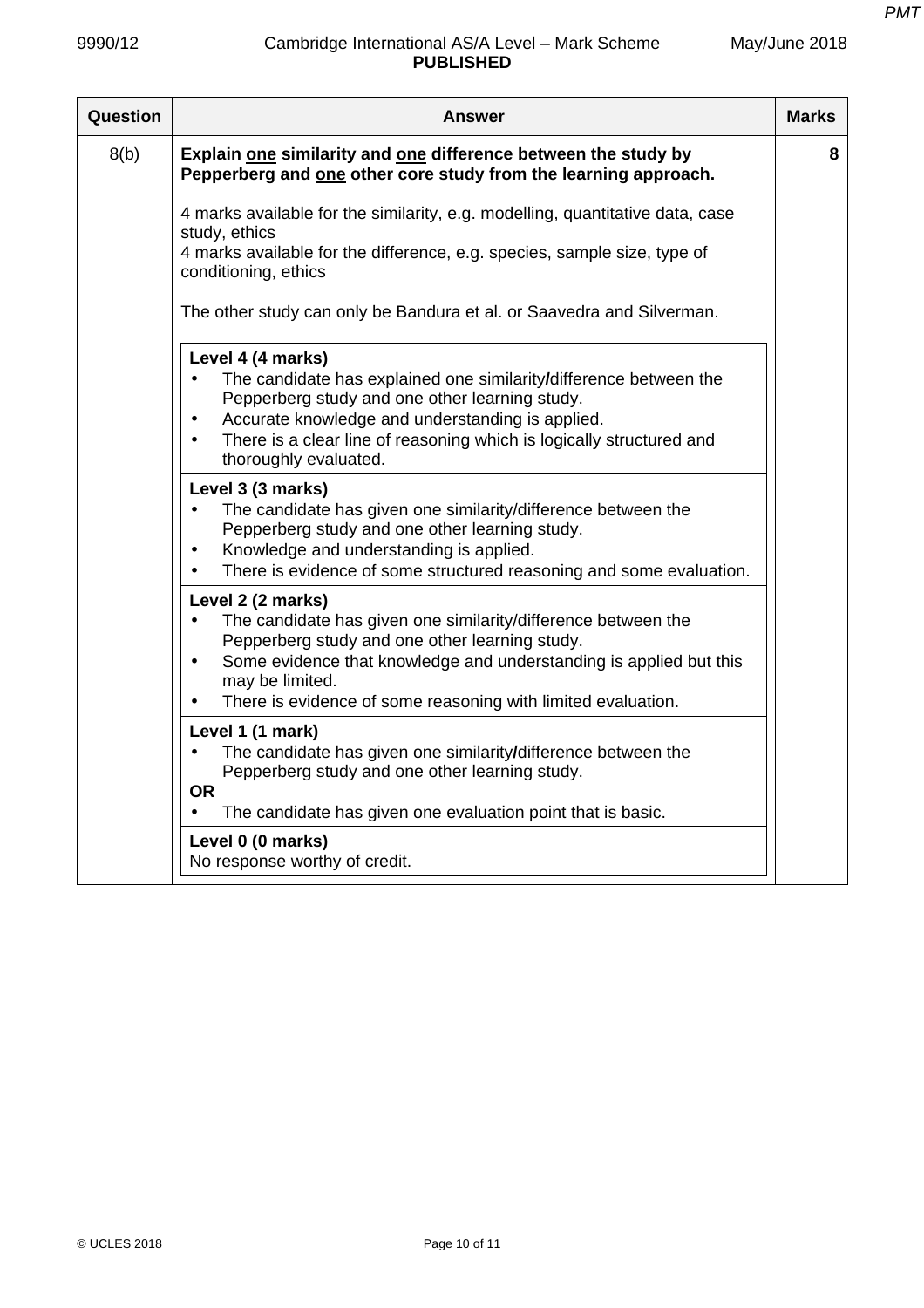| Question | Answer | Marks |
|---|---|---|
| 8(b) | **Explain one similarity and one difference between the study by Pepperberg and one other core study from the learning approach.**<br><br>4 marks available for the similarity, e.g. modelling, quantitative data, case study, ethics<br>4 marks available for the difference, e.g. species, sample size, type of conditioning, ethics<br><br>The other study can only be Bandura et al. or Saavedra and Silverman.<br><br>**Level 4 (4 marks)**<br>• The candidate has explained one similarity/difference between the Pepperberg study and one other learning study.<br>• Accurate knowledge and understanding is applied.<br>• There is a clear line of reasoning which is logically structured and thoroughly evaluated.<br><br>**Level 3 (3 marks)**<br>• The candidate has given one similarity/difference between the Pepperberg study and one other learning study.<br>• Knowledge and understanding is applied.<br>• There is evidence of some structured reasoning and some evaluation.<br><br>**Level 2 (2 marks)**<br>• The candidate has given one similarity/difference between the Pepperberg study and one other learning study.<br>• Some evidence that knowledge and understanding is applied but this may be limited.<br>• There is evidence of some reasoning with limited evaluation.<br><br>**Level 1 (1 mark)**<br>• The candidate has given one similarity/difference between the Pepperberg study and one other learning study.<br>**OR**<br>• The candidate has given one evaluation point that is basic.<br><br>**Level 0 (0 marks)**<br>No response worthy of credit. | 8 |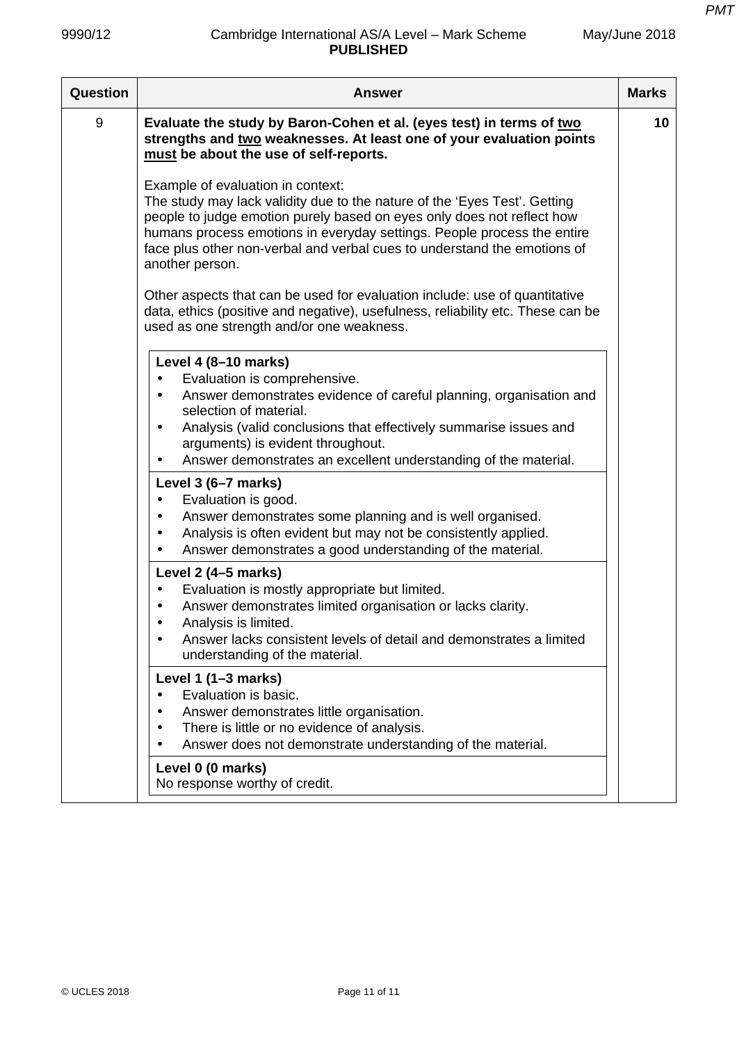| Question | Answer | Marks |
|---|---|---|
| 9 | **Evaluate the study by Baron-Cohen et al. (eyes test) in terms of <u>two</u> strengths and <u>two</u> weaknesses. At least one of your evaluation points <u>must</u> be about the use of self-reports.**<br><br>Example of evaluation in context:<br>The study may lack validity due to the nature of the 'Eyes Test'. Getting people to judge emotion purely based on eyes only does not reflect how humans process emotions in everyday settings. People process the entire face plus other non-verbal and verbal cues to understand the emotions of another person.<br><br>Other aspects that can be used for evaluation include: use of quantitative data, ethics (positive and negative), usefulness, reliability etc. These can be used as one strength and/or one weakness.<br><br>**Level 4 (8–10 marks)**<br>• Evaluation is comprehensive.<br>• Answer demonstrates evidence of careful planning, organisation and selection of material.<br>• Analysis (valid conclusions that effectively summarise issues and arguments) is evident throughout.<br>• Answer demonstrates an excellent understanding of the material.<br><br>**Level 3 (6–7 marks)**<br>• Evaluation is good.<br>• Answer demonstrates some planning and is well organised.<br>• Analysis is often evident but may not be consistently applied.<br>• Answer demonstrates a good understanding of the material.<br><br>**Level 2 (4–5 marks)**<br>• Evaluation is mostly appropriate but limited.<br>• Answer demonstrates limited organisation or lacks clarity.<br>• Analysis is limited.<br>• Answer lacks consistent levels of detail and demonstrates a limited understanding of the material.<br><br>**Level 1 (1–3 marks)**<br>• Evaluation is basic.<br>• Answer demonstrates little organisation.<br>• There is little or no evidence of analysis.<br>• Answer does not demonstrate understanding of the material.<br><br>**Level 0 (0 marks)**<br>No response worthy of credit. | 10 |